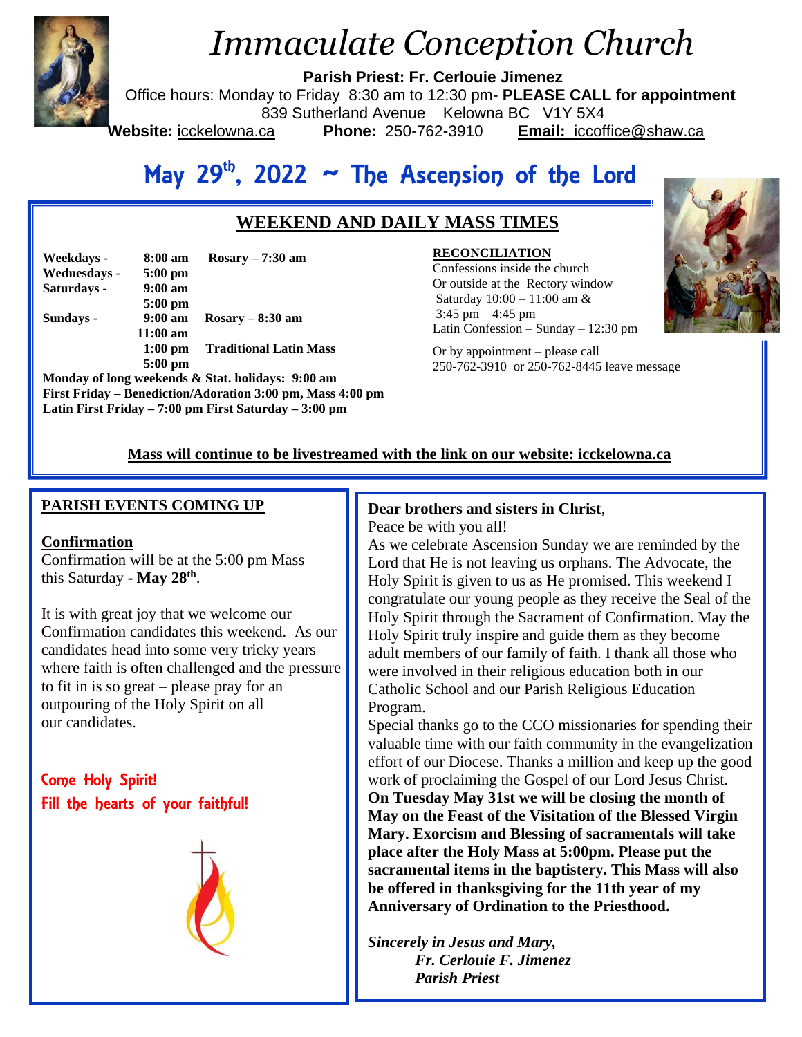# Immaculate Conception Church

**Parish Priest: Fr. Cerlouie Jimenez**
Office hours: Monday to Friday 8:30 am to 12:30 pm- **PLEASE CALL for appointment**
839 Sutherland Avenue Kelowna BC V1Y 5X4
**Website:** icckelowna.ca **Phone:** 250-762-3910 **Email:** iccoffice@shaw.ca

## May 29th, 2022 ~ The Ascension of the Lord

### WEEKEND AND DAILY MASS TIMES

| | | |
|---|---|---|
| **Weekdays -** | **8:00 am** | **Rosary – 7:30 am** |
| **Wednesdays -** | **5:00 pm** | |
| **Saturdays -** | **9:00 am** | |
| | **5:00 pm** | |
| **Sundays -** | **9:00 am** | **Rosary – 8:30 am** |
| | **11:00 am** | |
| | **1:00 pm** | **Traditional Latin Mass** |
| | **5:00 pm** | |

**Monday of long weekends & Stat. holidays: 9:00 am**
**First Friday – Benediction/Adoration 3:00 pm, Mass 4:00 pm**
**Latin First Friday – 7:00 pm First Saturday – 3:00 pm**

**RECONCILIATION**
Confessions inside the church
Or outside at the Rectory window
Saturday 10:00 – 11:00 am &
3:45 pm – 4:45 pm
Latin Confession – Sunday – 12:30 pm

Or by appointment – please call
250-762-3910 or 250-762-8445 leave message

**Mass will continue to be livestreamed with the link on our website: icckelowna.ca**

### PARISH EVENTS COMING UP

**Confirmation**
Confirmation will be at the 5:00 pm Mass this Saturday **- May 28th**.

It is with great joy that we welcome our Confirmation candidates this weekend. As our candidates head into some very tricky years – where faith is often challenged and the pressure to fit in is so great – please pray for an outpouring of the Holy Spirit on all our candidates.

Come Holy Spirit!
Fill the hearts of your faithful!

**Dear brothers and sisters in Christ**,
Peace be with you all!
As we celebrate Ascension Sunday we are reminded by the Lord that He is not leaving us orphans. The Advocate, the Holy Spirit is given to us as He promised. This weekend I congratulate our young people as they receive the Seal of the Holy Spirit through the Sacrament of Confirmation. May the Holy Spirit truly inspire and guide them as they become adult members of our family of faith. I thank all those who were involved in their religious education both in our Catholic School and our Parish Religious Education Program.
Special thanks go to the CCO missionaries for spending their valuable time with our faith community in the evangelization effort of our Diocese. Thanks a million and keep up the good work of proclaiming the Gospel of our Lord Jesus Christ.
**On Tuesday May 31st we will be closing the month of May on the Feast of the Visitation of the Blessed Virgin Mary. Exorcism and Blessing of sacramentals will take place after the Holy Mass at 5:00pm. Please put the sacramental items in the baptistery. This Mass will also be offered in thanksgiving for the 11th year of my Anniversary of Ordination to the Priesthood.**

***Sincerely in Jesus and Mary,***
***Fr. Cerlouie F. Jimenez***
***Parish Priest***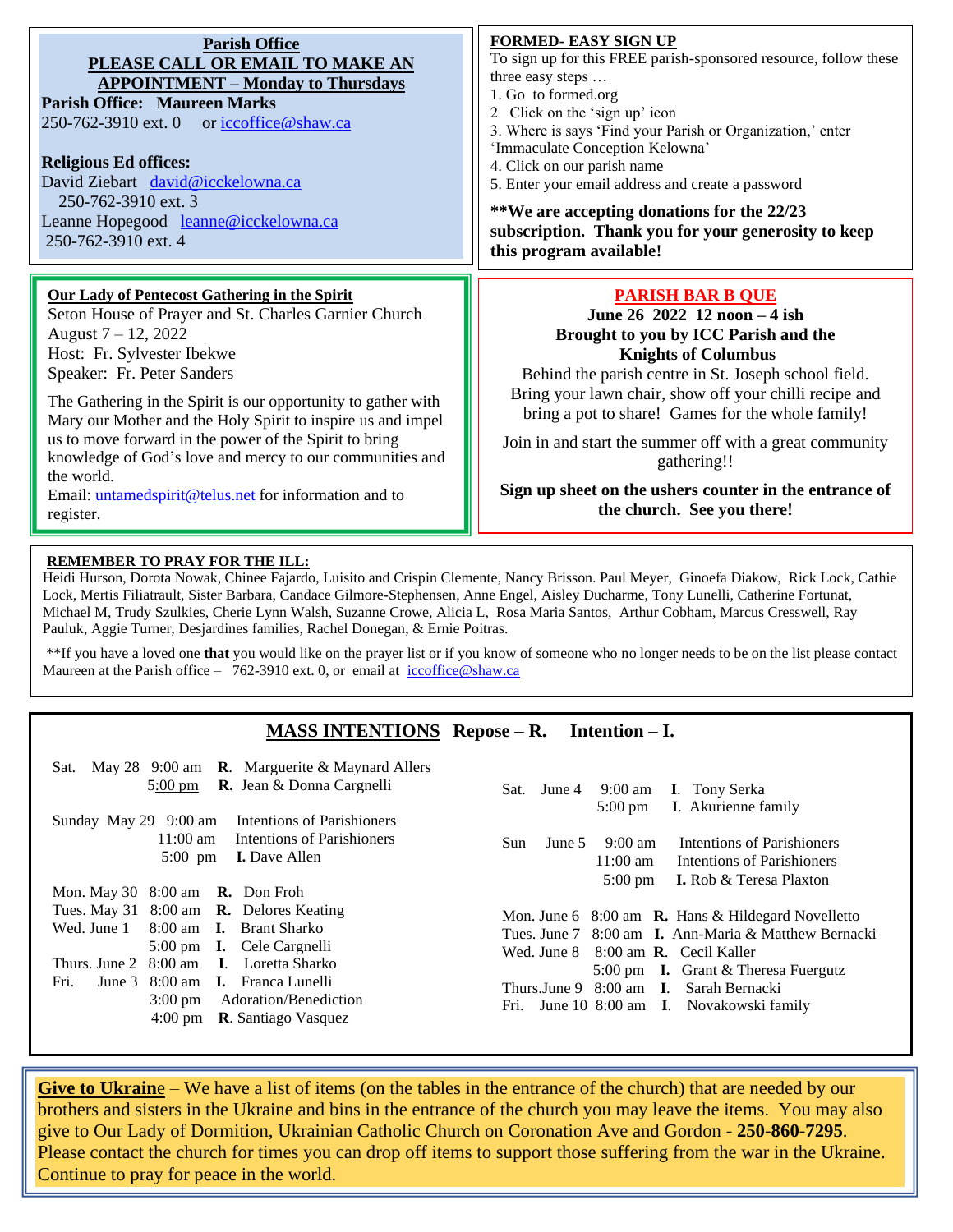**Parish Office**

**PLEASE CALL OR EMAIL TO MAKE AN APPOINTMENT – Monday to Thursdays**

**Parish Office: Maureen Marks**
250-762-3910 ext. 0 or iccoffice@shaw.ca

**Religious Ed offices:**
David Ziebart david@icckelowna.ca
250-762-3910 ext. 3
Leanne Hopegood leanne@icckelowna.ca
250-762-3910 ext. 4

**FORMED- EASY SIGN UP**

To sign up for this FREE parish-sponsored resource, follow these three easy steps …

1. Go to formed.org
2. Click on the 'sign up' icon
3. Where is says 'Find your Parish or Organization,' enter 'Immaculate Conception Kelowna'
4. Click on our parish name
5. Enter your email address and create a password

**\*\*We are accepting donations for the 22/23 subscription. Thank you for your generosity to keep this program available!**

**Our Lady of Pentecost Gathering in the Spirit**

Seton House of Prayer and St. Charles Garnier Church
August 7 – 12, 2022
Host: Fr. Sylvester Ibekwe
Speaker: Fr. Peter Sanders

The Gathering in the Spirit is our opportunity to gather with Mary our Mother and the Holy Spirit to inspire us and impel us to move forward in the power of the Spirit to bring knowledge of God's love and mercy to our communities and the world.
Email: untamedspirit@telus.net for information and to register.

**PARISH BAR B QUE**

**June 26 2022 12 noon – 4 ish**
**Brought to you by ICC Parish and the Knights of Columbus**

Behind the parish centre in St. Joseph school field. Bring your lawn chair, show off your chilli recipe and bring a pot to share! Games for the whole family!

Join in and start the summer off with a great community gathering!!

**Sign up sheet on the ushers counter in the entrance of the church. See you there!**

**REMEMBER TO PRAY FOR THE ILL:**

Heidi Hurson, Dorota Nowak, Chinee Fajardo, Luisito and Crispin Clemente, Nancy Brisson. Paul Meyer, Ginoefa Diakow, Rick Lock, Cathie Lock, Mertis Filiatrault, Sister Barbara, Candace Gilmore-Stephensen, Anne Engel, Aisley Ducharme, Tony Lunelli, Catherine Fortunat, Michael M, Trudy Szulkies, Cherie Lynn Walsh, Suzanne Crowe, Alicia L, Rosa Maria Santos, Arthur Cobham, Marcus Cresswell, Ray Pauluk, Aggie Turner, Desjardines families, Rachel Donegan, & Ernie Poitras.

\*\*If you have a loved one **that** you would like on the prayer list or if you know of someone who no longer needs to be on the list please contact Maureen at the Parish office – 762-3910 ext. 0, or email at iccoffice@shaw.ca

## MASS INTENTIONS Repose – R. Intention – I.

| Day | Time | Intention |
|---|---|---|
| Sat. May 28 | 9:00 am | **R.** Marguerite & Maynard Allers |
| | 5:00 pm | **R.** Jean & Donna Cargnelli |
| Sunday May 29 | 9:00 am | Intentions of Parishioners |
| | 11:00 am | Intentions of Parishioners |
| | 5:00 pm | **I.** Dave Allen |
| Mon. May 30 | 8:00 am | **R.** Don Froh |
| Tues. May 31 | 8:00 am | **R.** Delores Keating |
| Wed. June 1 | 8:00 am | **I.** Brant Sharko |
| | 5:00 pm | **I.** Cele Cargnelli |
| Thurs. June 2 | 8:00 am | **I.** Loretta Sharko |
| Fri. June 3 | 8:00 am | **I.** Franca Lunelli |
| | 3:00 pm | Adoration/Benediction |
| | 4:00 pm | **R.** Santiago Vasquez |
| Sat. June 4 | 9:00 am | **I.** Tony Serka |
| | 5:00 pm | **I.** Akurienne family |
| Sun June 5 | 9:00 am | Intentions of Parishioners |
| | 11:00 am | Intentions of Parishioners |
| | 5:00 pm | **I.** Rob & Teresa Plaxton |
| Mon. June 6 | 8:00 am | **R.** Hans & Hildegard Novelletto |
| Tues. June 7 | 8:00 am | **I.** Ann-Maria & Matthew Bernacki |
| Wed. June 8 | 8:00 am | **R.** Cecil Kaller |
| | 5:00 pm | **I.** Grant & Theresa Fuergutz |
| Thurs. June 9 | 8:00 am | **I.** Sarah Bernacki |
| Fri. June 10 | 8:00 am | **I.** Novakowski family |

**Give to Ukraine** – We have a list of items (on the tables in the entrance of the church) that are needed by our brothers and sisters in the Ukraine and bins in the entrance of the church you may leave the items. You may also give to Our Lady of Dormition, Ukrainian Catholic Church on Coronation Ave and Gordon - **250-860-7295**. Please contact the church for times you can drop off items to support those suffering from the war in the Ukraine. Continue to pray for peace in the world.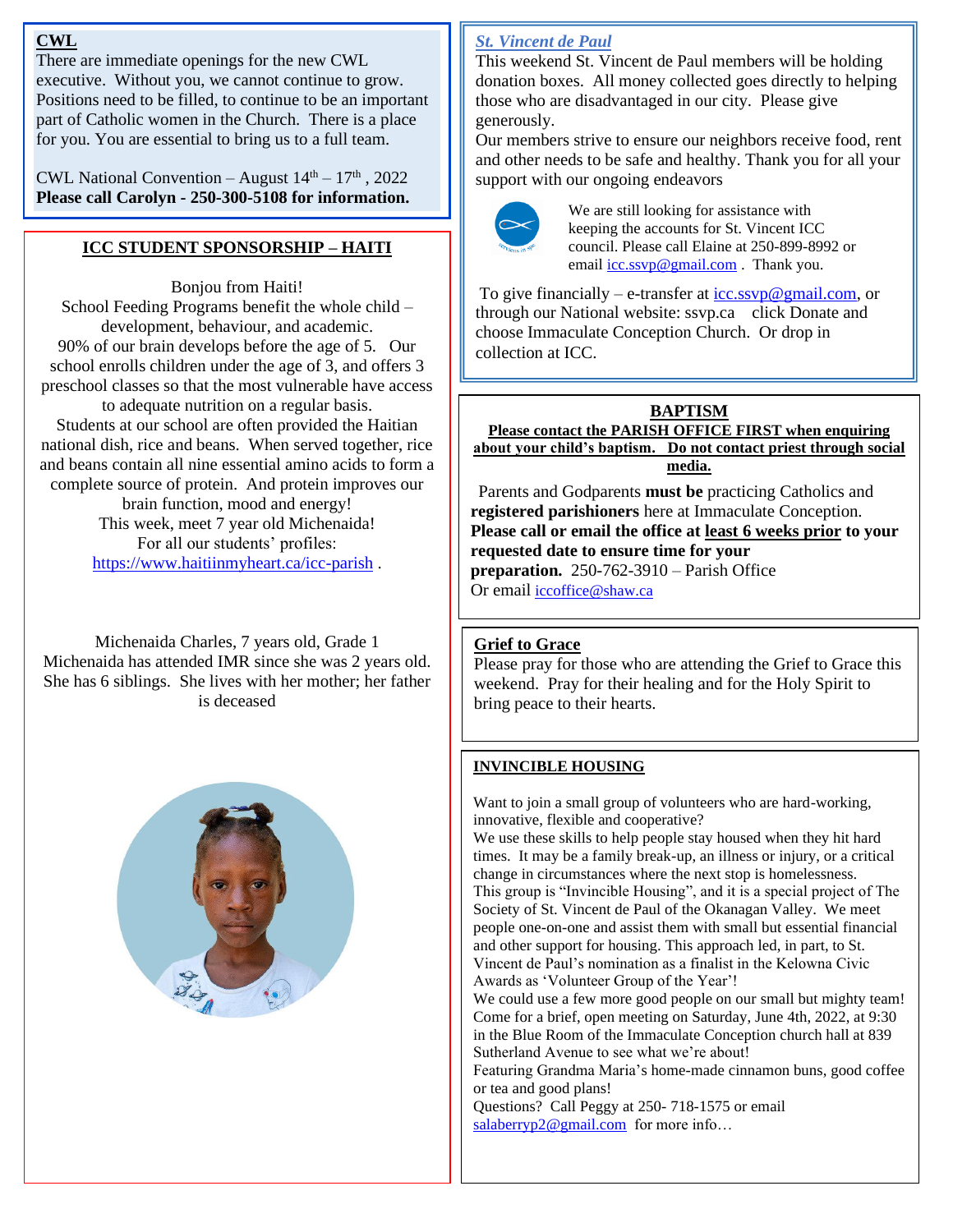## CWL

There are immediate openings for the new CWL executive. Without you, we cannot continue to grow. Positions need to be filled, to continue to be an important part of Catholic women in the Church. There is a place for you. You are essential to bring us to a full team.

CWL National Convention – August 14th – 17th, 2022

**Please call Carolyn - 250-300-5108 for information.**

## ICC STUDENT SPONSORSHIP – HAITI

Bonjou from Haiti!

School Feeding Programs benefit the whole child – development, behaviour, and academic.

90% of our brain develops before the age of 5. Our school enrolls children under the age of 3, and offers 3 preschool classes so that the most vulnerable have access to adequate nutrition on a regular basis.

Students at our school are often provided the Haitian national dish, rice and beans. When served together, rice and beans contain all nine essential amino acids to form a complete source of protein. And protein improves our brain function, mood and energy!

This week, meet 7 year old Michenaida!

For all our students' profiles:

https://www.haitiinmyheart.ca/icc-parish .

Michenaida Charles, 7 years old, Grade 1

Michenaida has attended IMR since she was 2 years old. She has 6 siblings. She lives with her mother; her father is deceased

## *St. Vincent de Paul*

This weekend St. Vincent de Paul members will be holding donation boxes. All money collected goes directly to helping those who are disadvantaged in our city. Please give generously.

Our members strive to ensure our neighbors receive food, rent and other needs to be safe and healthy. Thank you for all your support with our ongoing endeavors

We are still looking for assistance with keeping the accounts for St. Vincent ICC council. Please call Elaine at 250-899-8992 or email icc.ssvp@gmail.com . Thank you.

To give financially – e-transfer at icc.ssvp@gmail.com, or through our National website: ssvp.ca click Donate and choose Immaculate Conception Church. Or drop in collection at ICC.

## BAPTISM

**Please contact the PARISH OFFICE FIRST when enquiring about your child's baptism. Do not contact priest through social media.**

Parents and Godparents **must be** practicing Catholics and **registered parishioners** here at Immaculate Conception. **Please call or email the office at least 6 weeks prior to your requested date to ensure time for your preparation.** 250-762-3910 – Parish Office

Or email iccoffice@shaw.ca

## Grief to Grace

Please pray for those who are attending the Grief to Grace this weekend. Pray for their healing and for the Holy Spirit to bring peace to their hearts.

## INVINCIBLE HOUSING

Want to join a small group of volunteers who are hard-working, innovative, flexible and cooperative?

We use these skills to help people stay housed when they hit hard times. It may be a family break-up, an illness or injury, or a critical change in circumstances where the next stop is homelessness.

This group is "Invincible Housing", and it is a special project of The Society of St. Vincent de Paul of the Okanagan Valley. We meet people one-on-one and assist them with small but essential financial and other support for housing. This approach led, in part, to St. Vincent de Paul's nomination as a finalist in the Kelowna Civic Awards as 'Volunteer Group of the Year'!

We could use a few more good people on our small but mighty team! Come for a brief, open meeting on Saturday, June 4th, 2022, at 9:30 in the Blue Room of the Immaculate Conception church hall at 839 Sutherland Avenue to see what we're about!

Featuring Grandma Maria's home-made cinnamon buns, good coffee or tea and good plans!

Questions? Call Peggy at 250- 718-1575 or email salaberryp2@gmail.com for more info…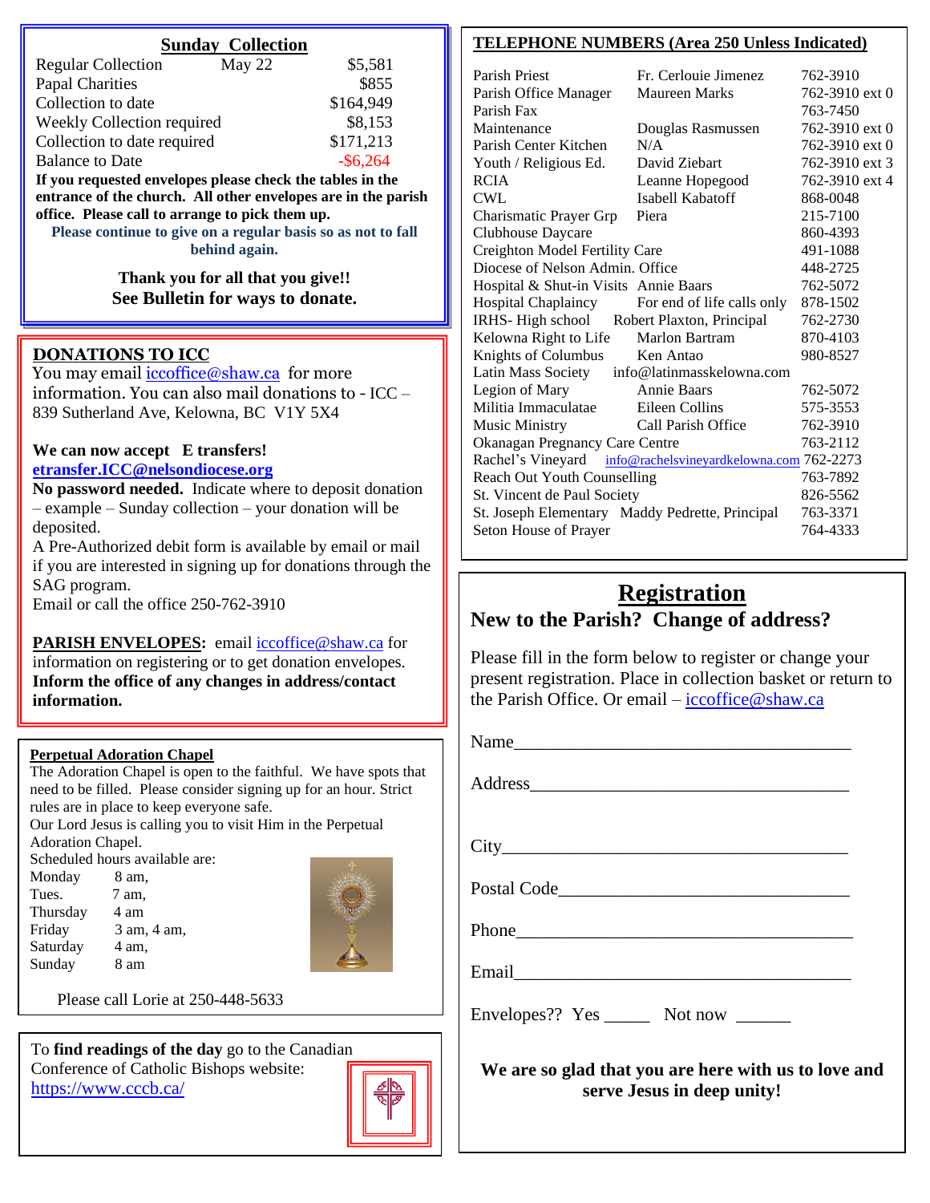## Sunday Collection

| | | |
|---|---|---|
| Regular Collection | May 22 | $5,581 |
| Papal Charities | | $855 |
| Collection to date | | $164,949 |
| Weekly Collection required | | $8,153 |
| Collection to date required | | $171,213 |
| Balance to Date | | -$6,264 |

**If you requested envelopes please check the tables in the entrance of the church. All other envelopes are in the parish office. Please call to arrange to pick them up.**

**Please continue to give on a regular basis so as not to fall behind again.**

**Thank you for all that you give!!**
**See Bulletin for ways to donate.**

## DONATIONS TO ICC

You may email iccoffice@shaw.ca for more information. You can also mail donations to - ICC – 839 Sutherland Ave, Kelowna, BC V1Y 5X4

**We can now accept E transfers!**
**etransfer.ICC@nelsondiocese.org**
**No password needed.** Indicate where to deposit donation – example – Sunday collection – your donation will be deposited.
A Pre-Authorized debit form is available by email or mail if you are interested in signing up for donations through the SAG program.
Email or call the office 250-762-3910

**PARISH ENVELOPES:** email iccoffice@shaw.ca for information on registering or to get donation envelopes. **Inform the office of any changes in address/contact information.**

### Perpetual Adoration Chapel

The Adoration Chapel is open to the faithful. We have spots that need to be filled. Please consider signing up for an hour. Strict rules are in place to keep everyone safe.
Our Lord Jesus is calling you to visit Him in the Perpetual Adoration Chapel.
Scheduled hours available are:

| | |
|---|---|
| Monday | 8 am, |
| Tues. | 7 am, |
| Thursday | 4 am |
| Friday | 3 am, 4 am, |
| Saturday | 4 am, |
| Sunday | 8 am |

Please call Lorie at 250-448-5633

To **find readings of the day** go to the Canadian Conference of Catholic Bishops website: https://www.cccb.ca/

## TELEPHONE NUMBERS (Area 250 Unless Indicated)

| | | |
|---|---|---|
| Parish Priest | Fr. Cerlouie Jimenez | 762-3910 |
| Parish Office Manager | Maureen Marks | 762-3910 ext 0 |
| Parish Fax | | 763-7450 |
| Maintenance | Douglas Rasmussen | 762-3910 ext 0 |
| Parish Center Kitchen | N/A | 762-3910 ext 0 |
| Youth / Religious Ed. | David Ziebart | 762-3910 ext 3 |
| RCIA | Leanne Hopegood | 762-3910 ext 4 |
| CWL | Isabell Kabatoff | 868-0048 |
| Charismatic Prayer Grp | Piera | 215-7100 |
| Clubhouse Daycare | | 860-4393 |
| Creighton Model Fertility Care | | 491-1088 |
| Diocese of Nelson Admin. Office | | 448-2725 |
| Hospital & Shut-in Visits | Annie Baars | 762-5072 |
| Hospital Chaplaincy | For end of life calls only | 878-1502 |
| IRHS- High school | Robert Plaxton, Principal | 762-2730 |
| Kelowna Right to Life | Marlon Bartram | 870-4103 |
| Knights of Columbus | Ken Antao | 980-8527 |
| Latin Mass Society | info@latinmasskelowna.com | |
| Legion of Mary | Annie Baars | 762-5072 |
| Militia Immaculatae | Eileen Collins | 575-3553 |
| Music Ministry | Call Parish Office | 762-3910 |
| Okanagan Pregnancy Care Centre | | 763-2112 |
| Rachel's Vineyard | info@rachelsvineyardkelowna.com | 762-2273 |
| Reach Out Youth Counselling | | 763-7892 |
| St. Vincent de Paul Society | | 826-5562 |
| St. Joseph Elementary | Maddy Pedrette, Principal | 763-3371 |
| Seton House of Prayer | | 764-4333 |

## Registration

### New to the Parish? Change of address?

Please fill in the form below to register or change your present registration. Place in collection basket or return to the Parish Office. Or email – iccoffice@shaw.ca

Name_______________________________________

Address_____________________________________

City________________________________________

Postal Code__________________________________

Phone______________________________________

Email______________________________________

Envelopes?? Yes _____ Not now ______

**We are so glad that you are here with us to love and serve Jesus in deep unity!**